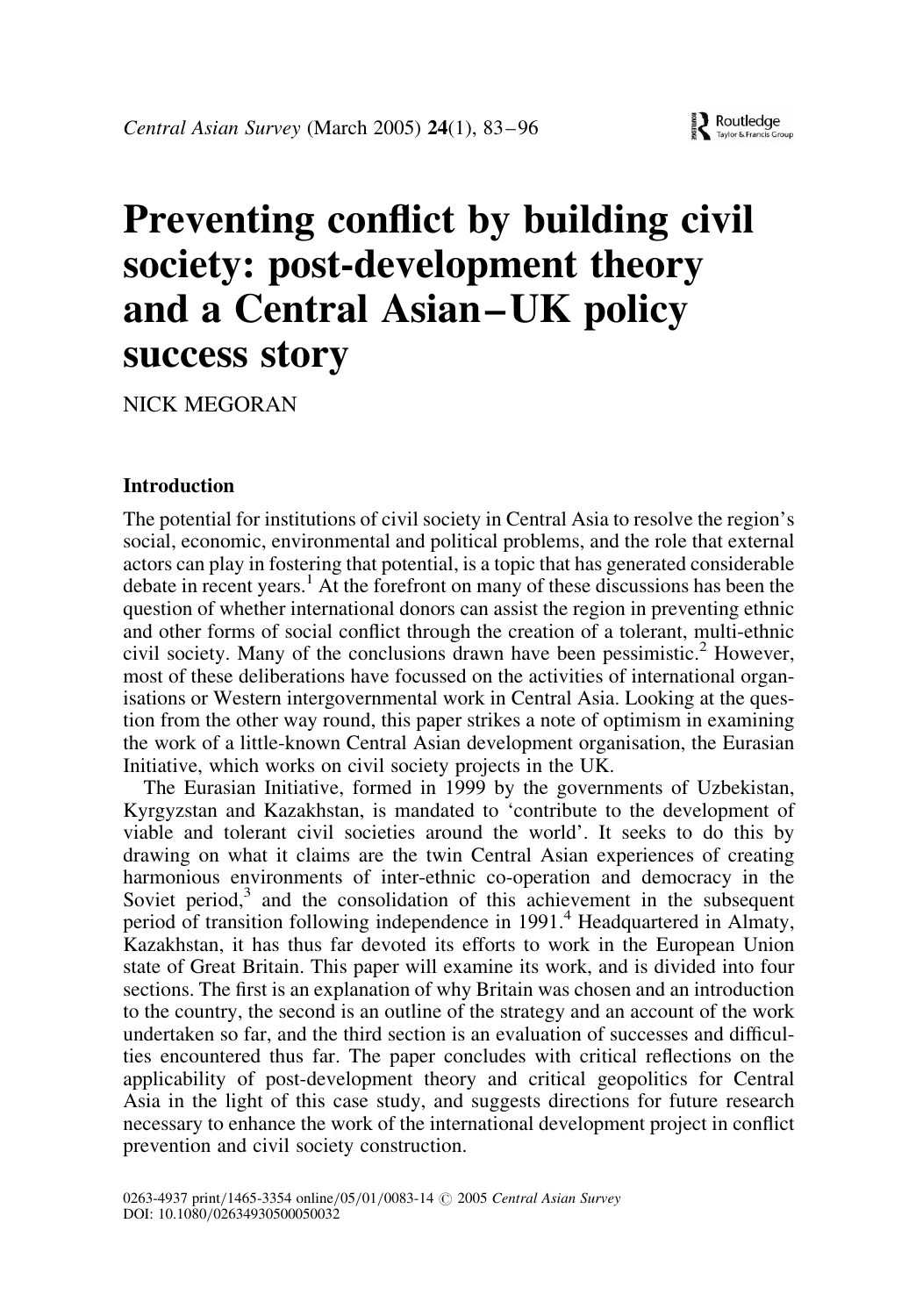# Preventing conflict by building civil society: post-development theory and a Central Asian–UK policy success story

NICK MEGORAN

## Introduction

The potential for institutions of civil society in Central Asia to resolve the region's social, economic, environmental and political problems, and the role that external actors can play in fostering that potential, is a topic that has generated considerable debate in recent years.[1] At the forefront on many of these discussions has been the question of whether international donors can assist the region in preventing ethnic and other forms of social conflict through the creation of a tolerant, multi-ethnic civil society. Many of the conclusions drawn have been pessimistic.[2] However, most of these deliberations have focussed on the activities of international organisations or Western intergovernmental work in Central Asia. Looking at the question from the other way round, this paper strikes a note of optimism in examining the work of a little-known Central Asian development organisation, the Eurasian Initiative, which works on civil society projects in the UK.

The Eurasian Initiative, formed in 1999 by the governments of Uzbekistan, Kyrgyzstan and Kazakhstan, is mandated to 'contribute to the development of viable and tolerant civil societies around the world'. It seeks to do this by drawing on what it claims are the twin Central Asian experiences of creating harmonious environments of inter-ethnic co-operation and democracy in the Soviet period,[3] and the consolidation of this achievement in the subsequent period of transition following independence in 1991.[4] Headquartered in Almaty, Kazakhstan, it has thus far devoted its efforts to work in the European Union state of Great Britain. This paper will examine its work, and is divided into four sections. The first is an explanation of why Britain was chosen and an introduction to the country, the second is an outline of the strategy and an account of the work undertaken so far, and the third section is an evaluation of successes and difficulties encountered thus far. The paper concludes with critical reflections on the applicability of post-development theory and critical geopolitics for Central Asia in the light of this case study, and suggests directions for future research necessary to enhance the work of the international development project in conflict prevention and civil society construction.

0263-4937 print/1465-3354 online/05/01/0083-14 © 2005 *Central Asian Survey*
DOI: 10.1080/02634930500050032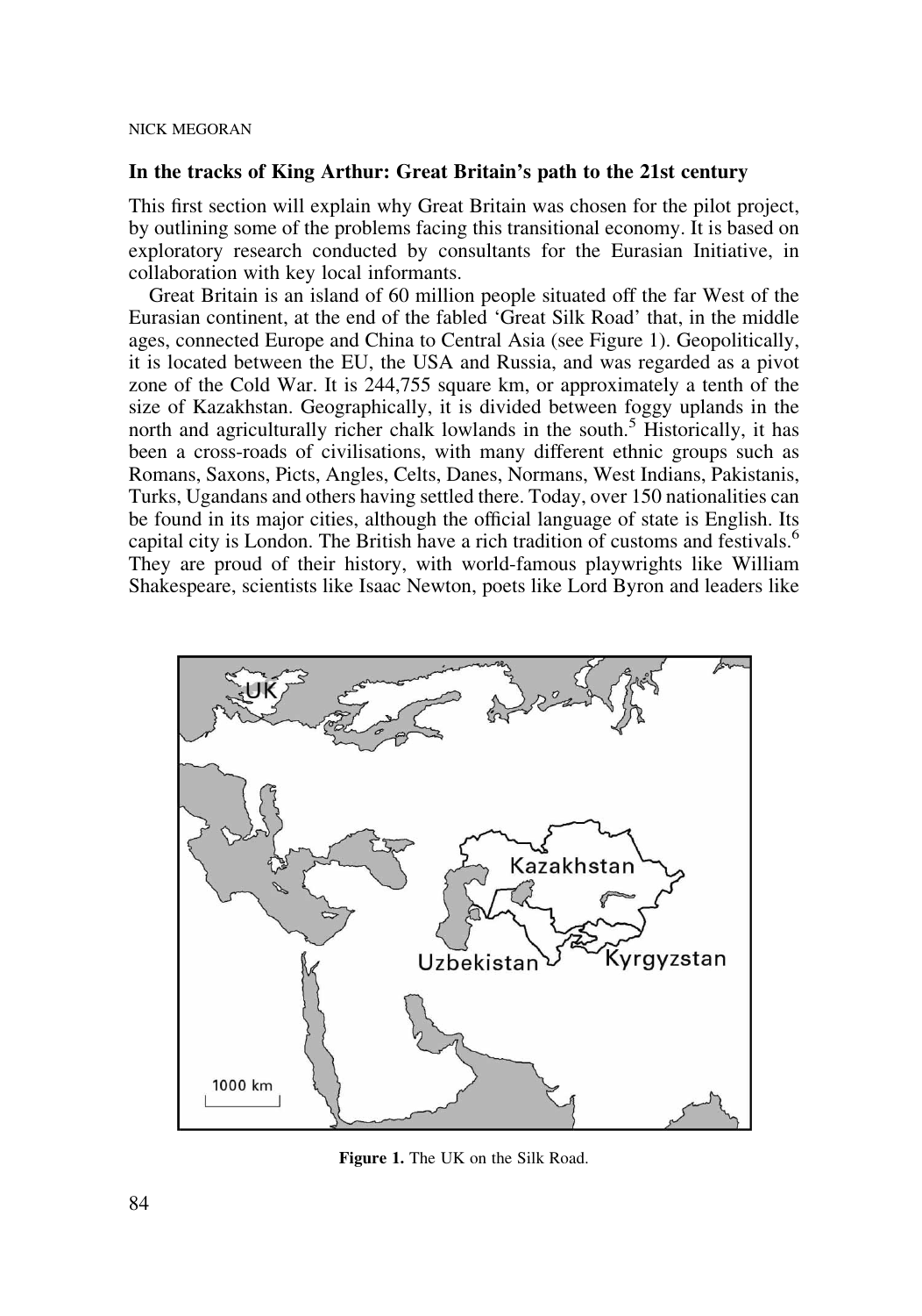## In the tracks of King Arthur: Great Britain's path to the 21st century

This first section will explain why Great Britain was chosen for the pilot project, by outlining some of the problems facing this transitional economy. It is based on exploratory research conducted by consultants for the Eurasian Initiative, in collaboration with key local informants.

Great Britain is an island of 60 million people situated off the far West of the Eurasian continent, at the end of the fabled 'Great Silk Road' that, in the middle ages, connected Europe and China to Central Asia (see Figure 1). Geopolitically, it is located between the EU, the USA and Russia, and was regarded as a pivot zone of the Cold War. It is 244,755 square km, or approximately a tenth of the size of Kazakhstan. Geographically, it is divided between foggy uplands in the north and agriculturally richer chalk lowlands in the south.[5] Historically, it has been a cross-roads of civilisations, with many different ethnic groups such as Romans, Saxons, Picts, Angles, Celts, Danes, Normans, West Indians, Pakistanis, Turks, Ugandans and others having settled there. Today, over 150 nationalities can be found in its major cities, although the official language of state is English. Its capital city is London. The British have a rich tradition of customs and festivals.[6] They are proud of their history, with world-famous playwrights like William Shakespeare, scientists like Isaac Newton, poets like Lord Byron and leaders like

**Figure 1.** The UK on the Silk Road.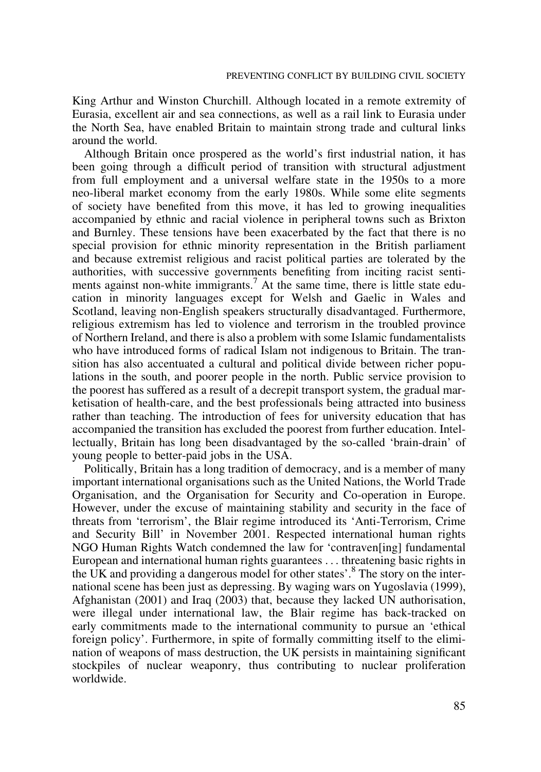King Arthur and Winston Churchill. Although located in a remote extremity of Eurasia, excellent air and sea connections, as well as a rail link to Eurasia under the North Sea, have enabled Britain to maintain strong trade and cultural links around the world.

Although Britain once prospered as the world's first industrial nation, it has been going through a difficult period of transition with structural adjustment from full employment and a universal welfare state in the 1950s to a more neo-liberal market economy from the early 1980s. While some elite segments of society have benefited from this move, it has led to growing inequalities accompanied by ethnic and racial violence in peripheral towns such as Brixton and Burnley. These tensions have been exacerbated by the fact that there is no special provision for ethnic minority representation in the British parliament and because extremist religious and racist political parties are tolerated by the authorities, with successive governments benefiting from inciting racist sentiments against non-white immigrants.[7] At the same time, there is little state education in minority languages except for Welsh and Gaelic in Wales and Scotland, leaving non-English speakers structurally disadvantaged. Furthermore, religious extremism has led to violence and terrorism in the troubled province of Northern Ireland, and there is also a problem with some Islamic fundamentalists who have introduced forms of radical Islam not indigenous to Britain. The transition has also accentuated a cultural and political divide between richer populations in the south, and poorer people in the north. Public service provision to the poorest has suffered as a result of a decrepit transport system, the gradual marketisation of health-care, and the best professionals being attracted into business rather than teaching. The introduction of fees for university education that has accompanied the transition has excluded the poorest from further education. Intellectually, Britain has long been disadvantaged by the so-called 'brain-drain' of young people to better-paid jobs in the USA.

Politically, Britain has a long tradition of democracy, and is a member of many important international organisations such as the United Nations, the World Trade Organisation, and the Organisation for Security and Co-operation in Europe. However, under the excuse of maintaining stability and security in the face of threats from 'terrorism', the Blair regime introduced its 'Anti-Terrorism, Crime and Security Bill' in November 2001. Respected international human rights NGO Human Rights Watch condemned the law for 'contraven[ing] fundamental European and international human rights guarantees . . . threatening basic rights in the UK and providing a dangerous model for other states'.[8] The story on the international scene has been just as depressing. By waging wars on Yugoslavia (1999), Afghanistan (2001) and Iraq (2003) that, because they lacked UN authorisation, were illegal under international law, the Blair regime has back-tracked on early commitments made to the international community to pursue an 'ethical foreign policy'. Furthermore, in spite of formally committing itself to the elimination of weapons of mass destruction, the UK persists in maintaining significant stockpiles of nuclear weaponry, thus contributing to nuclear proliferation worldwide.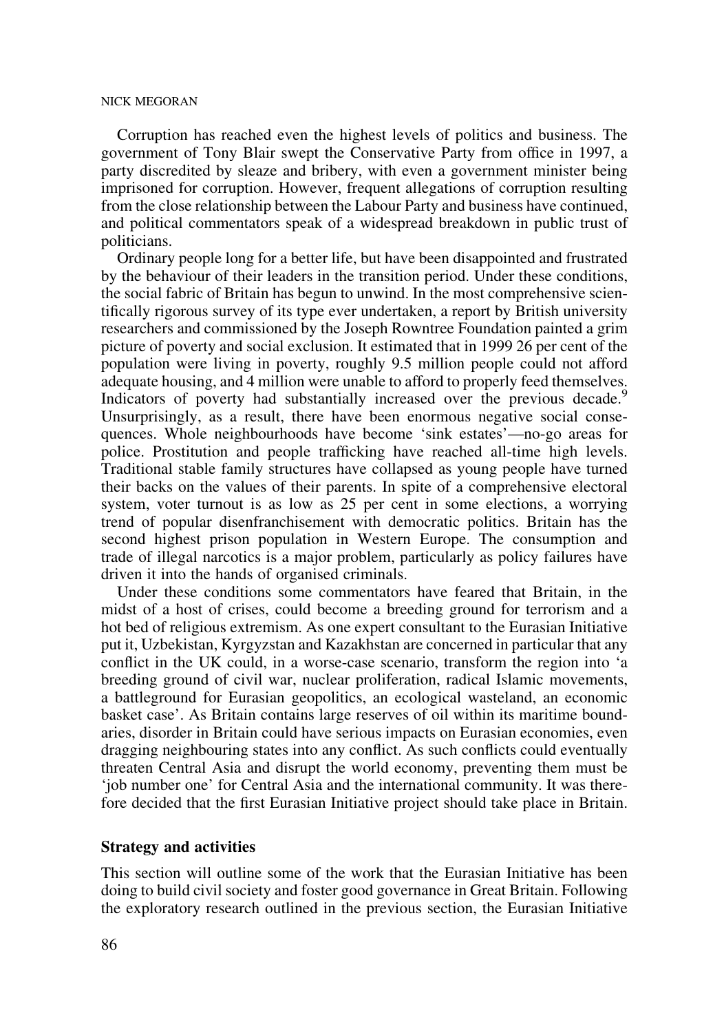Corruption has reached even the highest levels of politics and business. The government of Tony Blair swept the Conservative Party from office in 1997, a party discredited by sleaze and bribery, with even a government minister being imprisoned for corruption. However, frequent allegations of corruption resulting from the close relationship between the Labour Party and business have continued, and political commentators speak of a widespread breakdown in public trust of politicians.

Ordinary people long for a better life, but have been disappointed and frustrated by the behaviour of their leaders in the transition period. Under these conditions, the social fabric of Britain has begun to unwind. In the most comprehensive scientifically rigorous survey of its type ever undertaken, a report by British university researchers and commissioned by the Joseph Rowntree Foundation painted a grim picture of poverty and social exclusion. It estimated that in 1999 26 per cent of the population were living in poverty, roughly 9.5 million people could not afford adequate housing, and 4 million were unable to afford to properly feed themselves. Indicators of poverty had substantially increased over the previous decade.[9] Unsurprisingly, as a result, there have been enormous negative social consequences. Whole neighbourhoods have become 'sink estates'—no-go areas for police. Prostitution and people trafficking have reached all-time high levels. Traditional stable family structures have collapsed as young people have turned their backs on the values of their parents. In spite of a comprehensive electoral system, voter turnout is as low as 25 per cent in some elections, a worrying trend of popular disenfranchisement with democratic politics. Britain has the second highest prison population in Western Europe. The consumption and trade of illegal narcotics is a major problem, particularly as policy failures have driven it into the hands of organised criminals.

Under these conditions some commentators have feared that Britain, in the midst of a host of crises, could become a breeding ground for terrorism and a hot bed of religious extremism. As one expert consultant to the Eurasian Initiative put it, Uzbekistan, Kyrgyzstan and Kazakhstan are concerned in particular that any conflict in the UK could, in a worse-case scenario, transform the region into 'a breeding ground of civil war, nuclear proliferation, radical Islamic movements, a battleground for Eurasian geopolitics, an ecological wasteland, an economic basket case'. As Britain contains large reserves of oil within its maritime boundaries, disorder in Britain could have serious impacts on Eurasian economies, even dragging neighbouring states into any conflict. As such conflicts could eventually threaten Central Asia and disrupt the world economy, preventing them must be 'job number one' for Central Asia and the international community. It was therefore decided that the first Eurasian Initiative project should take place in Britain.

## Strategy and activities

This section will outline some of the work that the Eurasian Initiative has been doing to build civil society and foster good governance in Great Britain. Following the exploratory research outlined in the previous section, the Eurasian Initiative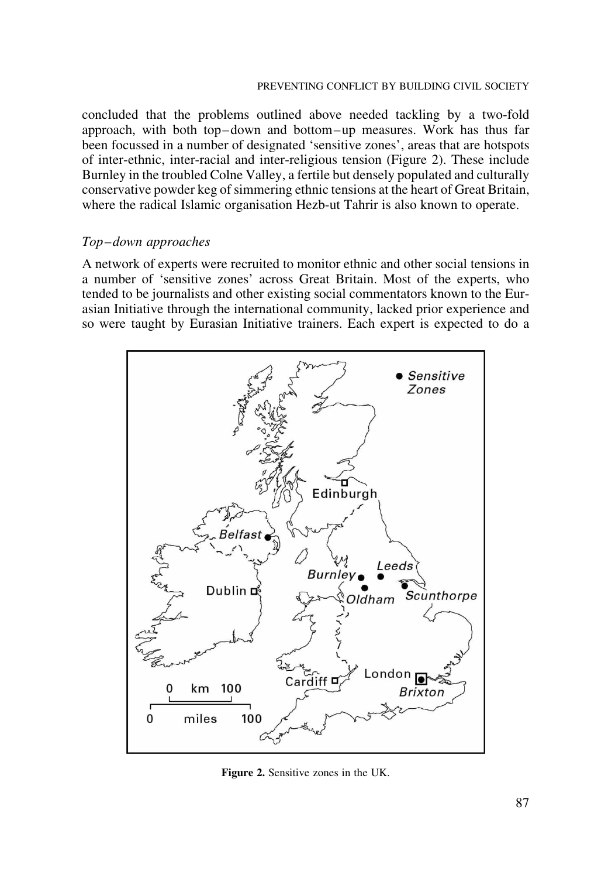concluded that the problems outlined above needed tackling by a two-fold approach, with both top–down and bottom–up measures. Work has thus far been focussed in a number of designated 'sensitive zones', areas that are hotspots of inter-ethnic, inter-racial and inter-religious tension (Figure 2). These include Burnley in the troubled Colne Valley, a fertile but densely populated and culturally conservative powder keg of simmering ethnic tensions at the heart of Great Britain, where the radical Islamic organisation Hezb-ut Tahrir is also known to operate.

### *Top–down approaches*

A network of experts were recruited to monitor ethnic and other social tensions in a number of 'sensitive zones' across Great Britain. Most of the experts, who tended to be journalists and other existing social commentators known to the Eurasian Initiative through the international community, lacked prior experience and so were taught by Eurasian Initiative trainers. Each expert is expected to do a

**Figure 2.** Sensitive zones in the UK.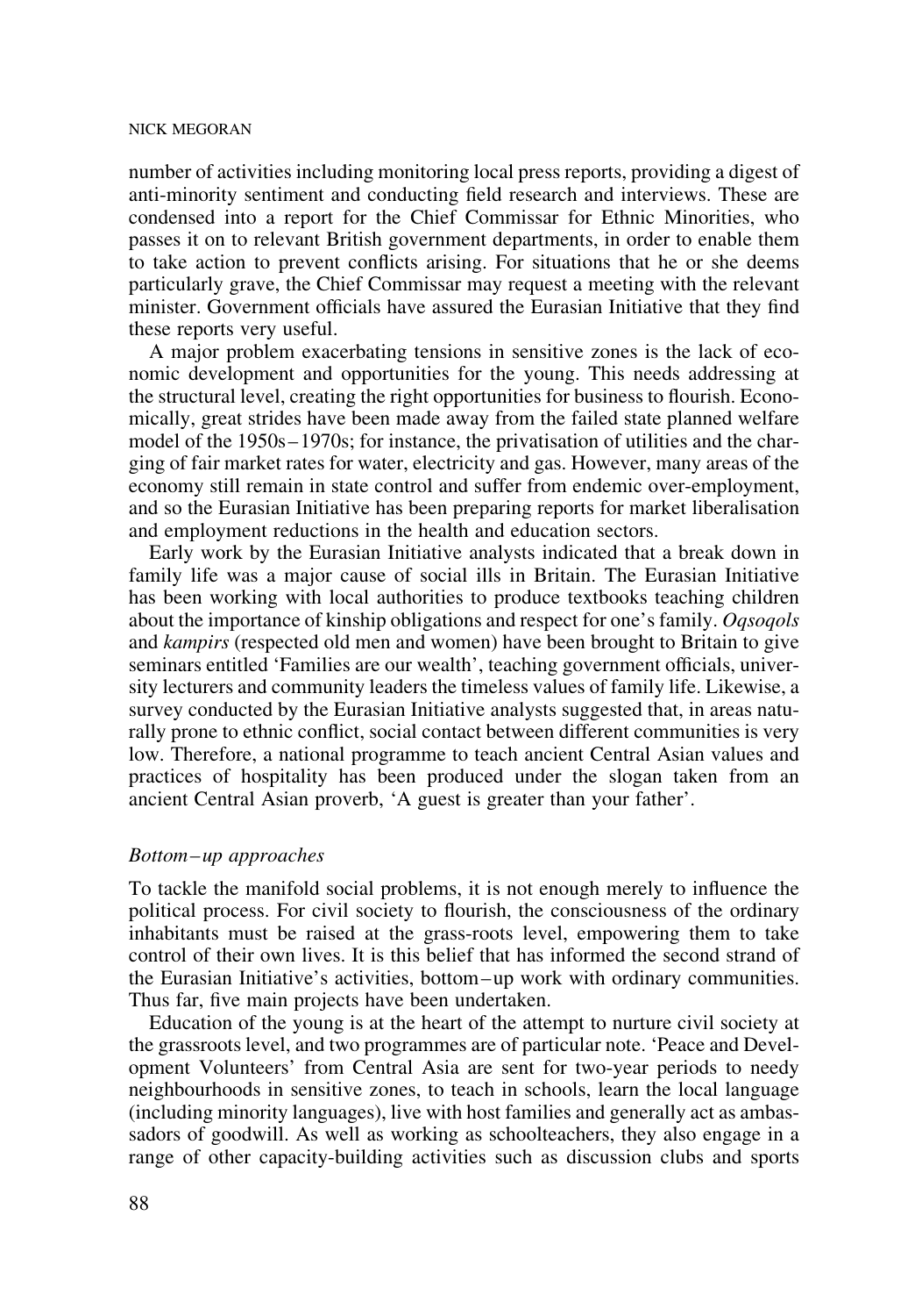number of activities including monitoring local press reports, providing a digest of anti-minority sentiment and conducting field research and interviews. These are condensed into a report for the Chief Commissar for Ethnic Minorities, who passes it on to relevant British government departments, in order to enable them to take action to prevent conflicts arising. For situations that he or she deems particularly grave, the Chief Commissar may request a meeting with the relevant minister. Government officials have assured the Eurasian Initiative that they find these reports very useful.

A major problem exacerbating tensions in sensitive zones is the lack of economic development and opportunities for the young. This needs addressing at the structural level, creating the right opportunities for business to flourish. Economically, great strides have been made away from the failed state planned welfare model of the 1950s–1970s; for instance, the privatisation of utilities and the charging of fair market rates for water, electricity and gas. However, many areas of the economy still remain in state control and suffer from endemic over-employment, and so the Eurasian Initiative has been preparing reports for market liberalisation and employment reductions in the health and education sectors.

Early work by the Eurasian Initiative analysts indicated that a break down in family life was a major cause of social ills in Britain. The Eurasian Initiative has been working with local authorities to produce textbooks teaching children about the importance of kinship obligations and respect for one's family. *Oqsoqols* and *kampirs* (respected old men and women) have been brought to Britain to give seminars entitled 'Families are our wealth', teaching government officials, university lecturers and community leaders the timeless values of family life. Likewise, a survey conducted by the Eurasian Initiative analysts suggested that, in areas naturally prone to ethnic conflict, social contact between different communities is very low. Therefore, a national programme to teach ancient Central Asian values and practices of hospitality has been produced under the slogan taken from an ancient Central Asian proverb, 'A guest is greater than your father'.

### *Bottom–up approaches*

To tackle the manifold social problems, it is not enough merely to influence the political process. For civil society to flourish, the consciousness of the ordinary inhabitants must be raised at the grass-roots level, empowering them to take control of their own lives. It is this belief that has informed the second strand of the Eurasian Initiative's activities, bottom–up work with ordinary communities. Thus far, five main projects have been undertaken.

Education of the young is at the heart of the attempt to nurture civil society at the grassroots level, and two programmes are of particular note. 'Peace and Development Volunteers' from Central Asia are sent for two-year periods to needy neighbourhoods in sensitive zones, to teach in schools, learn the local language (including minority languages), live with host families and generally act as ambassadors of goodwill. As well as working as schoolteachers, they also engage in a range of other capacity-building activities such as discussion clubs and sports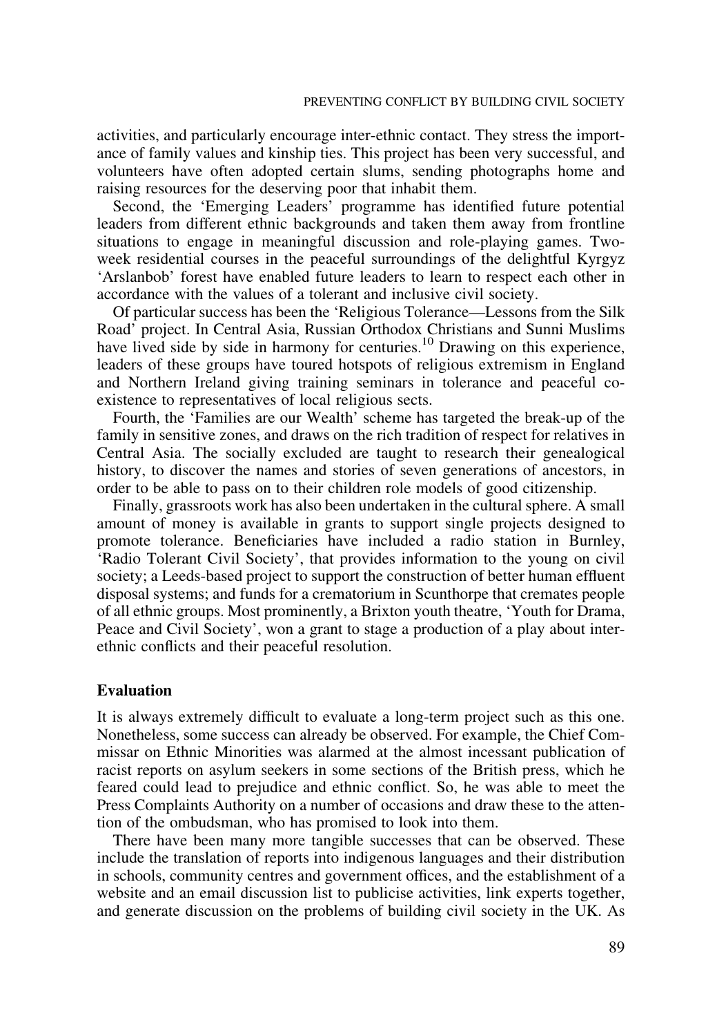activities, and particularly encourage inter-ethnic contact. They stress the importance of family values and kinship ties. This project has been very successful, and volunteers have often adopted certain slums, sending photographs home and raising resources for the deserving poor that inhabit them.

Second, the 'Emerging Leaders' programme has identified future potential leaders from different ethnic backgrounds and taken them away from frontline situations to engage in meaningful discussion and role-playing games. Two-week residential courses in the peaceful surroundings of the delightful Kyrgyz 'Arslanbob' forest have enabled future leaders to learn to respect each other in accordance with the values of a tolerant and inclusive civil society.

Of particular success has been the 'Religious Tolerance—Lessons from the Silk Road' project. In Central Asia, Russian Orthodox Christians and Sunni Muslims have lived side by side in harmony for centuries.[10] Drawing on this experience, leaders of these groups have toured hotspots of religious extremism in England and Northern Ireland giving training seminars in tolerance and peaceful co-existence to representatives of local religious sects.

Fourth, the 'Families are our Wealth' scheme has targeted the break-up of the family in sensitive zones, and draws on the rich tradition of respect for relatives in Central Asia. The socially excluded are taught to research their genealogical history, to discover the names and stories of seven generations of ancestors, in order to be able to pass on to their children role models of good citizenship.

Finally, grassroots work has also been undertaken in the cultural sphere. A small amount of money is available in grants to support single projects designed to promote tolerance. Beneficiaries have included a radio station in Burnley, 'Radio Tolerant Civil Society', that provides information to the young on civil society; a Leeds-based project to support the construction of better human effluent disposal systems; and funds for a crematorium in Scunthorpe that cremates people of all ethnic groups. Most prominently, a Brixton youth theatre, 'Youth for Drama, Peace and Civil Society', won a grant to stage a production of a play about inter-ethnic conflicts and their peaceful resolution.

## Evaluation

It is always extremely difficult to evaluate a long-term project such as this one. Nonetheless, some success can already be observed. For example, the Chief Commissar on Ethnic Minorities was alarmed at the almost incessant publication of racist reports on asylum seekers in some sections of the British press, which he feared could lead to prejudice and ethnic conflict. So, he was able to meet the Press Complaints Authority on a number of occasions and draw these to the attention of the ombudsman, who has promised to look into them.

There have been many more tangible successes that can be observed. These include the translation of reports into indigenous languages and their distribution in schools, community centres and government offices, and the establishment of a website and an email discussion list to publicise activities, link experts together, and generate discussion on the problems of building civil society in the UK. As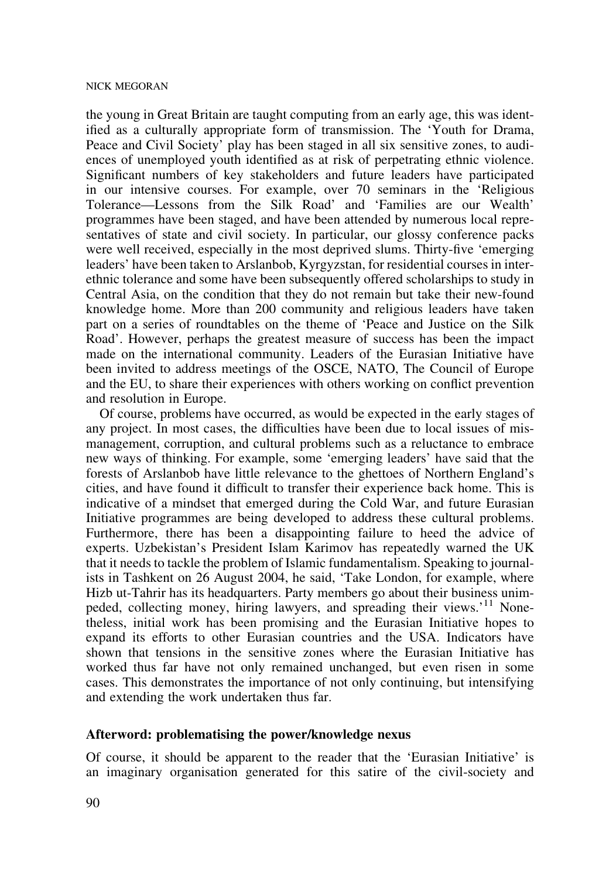the young in Great Britain are taught computing from an early age, this was identified as a culturally appropriate form of transmission. The 'Youth for Drama, Peace and Civil Society' play has been staged in all six sensitive zones, to audiences of unemployed youth identified as at risk of perpetrating ethnic violence. Significant numbers of key stakeholders and future leaders have participated in our intensive courses. For example, over 70 seminars in the 'Religious Tolerance—Lessons from the Silk Road' and 'Families are our Wealth' programmes have been staged, and have been attended by numerous local representatives of state and civil society. In particular, our glossy conference packs were well received, especially in the most deprived slums. Thirty-five 'emerging leaders' have been taken to Arslanbob, Kyrgyzstan, for residential courses in interethnic tolerance and some have been subsequently offered scholarships to study in Central Asia, on the condition that they do not remain but take their new-found knowledge home. More than 200 community and religious leaders have taken part on a series of roundtables on the theme of 'Peace and Justice on the Silk Road'. However, perhaps the greatest measure of success has been the impact made on the international community. Leaders of the Eurasian Initiative have been invited to address meetings of the OSCE, NATO, The Council of Europe and the EU, to share their experiences with others working on conflict prevention and resolution in Europe.

Of course, problems have occurred, as would be expected in the early stages of any project. In most cases, the difficulties have been due to local issues of mismanagement, corruption, and cultural problems such as a reluctance to embrace new ways of thinking. For example, some 'emerging leaders' have said that the forests of Arslanbob have little relevance to the ghettoes of Northern England's cities, and have found it difficult to transfer their experience back home. This is indicative of a mindset that emerged during the Cold War, and future Eurasian Initiative programmes are being developed to address these cultural problems. Furthermore, there has been a disappointing failure to heed the advice of experts. Uzbekistan's President Islam Karimov has repeatedly warned the UK that it needs to tackle the problem of Islamic fundamentalism. Speaking to journalists in Tashkent on 26 August 2004, he said, 'Take London, for example, where Hizb ut-Tahrir has its headquarters. Party members go about their business unimpeded, collecting money, hiring lawyers, and spreading their views.'[11] Nonetheless, initial work has been promising and the Eurasian Initiative hopes to expand its efforts to other Eurasian countries and the USA. Indicators have shown that tensions in the sensitive zones where the Eurasian Initiative has worked thus far have not only remained unchanged, but even risen in some cases. This demonstrates the importance of not only continuing, but intensifying and extending the work undertaken thus far.

## Afterword: problematising the power/knowledge nexus

Of course, it should be apparent to the reader that the 'Eurasian Initiative' is an imaginary organisation generated for this satire of the civil-society and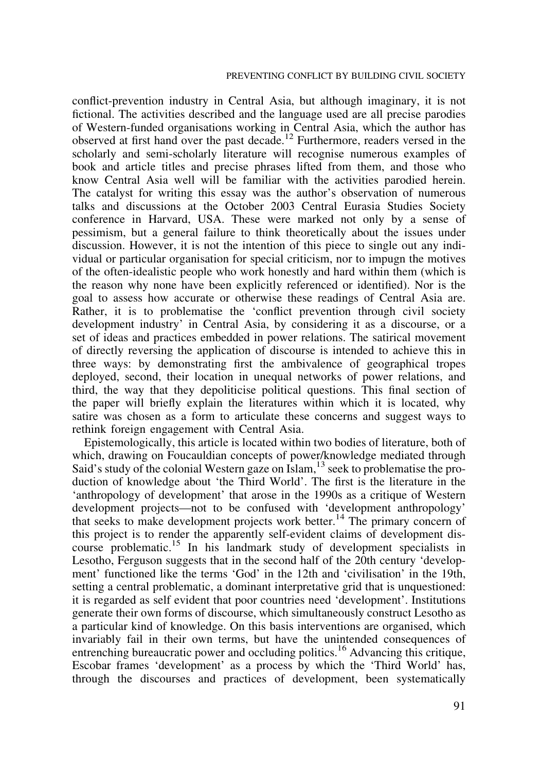conflict-prevention industry in Central Asia, but although imaginary, it is not fictional. The activities described and the language used are all precise parodies of Western-funded organisations working in Central Asia, which the author has observed at first hand over the past decade.[12] Furthermore, readers versed in the scholarly and semi-scholarly literature will recognise numerous examples of book and article titles and precise phrases lifted from them, and those who know Central Asia well will be familiar with the activities parodied herein. The catalyst for writing this essay was the author's observation of numerous talks and discussions at the October 2003 Central Eurasia Studies Society conference in Harvard, USA. These were marked not only by a sense of pessimism, but a general failure to think theoretically about the issues under discussion. However, it is not the intention of this piece to single out any individual or particular organisation for special criticism, nor to impugn the motives of the often-idealistic people who work honestly and hard within them (which is the reason why none have been explicitly referenced or identified). Nor is the goal to assess how accurate or otherwise these readings of Central Asia are. Rather, it is to problematise the 'conflict prevention through civil society development industry' in Central Asia, by considering it as a discourse, or a set of ideas and practices embedded in power relations. The satirical movement of directly reversing the application of discourse is intended to achieve this in three ways: by demonstrating first the ambivalence of geographical tropes deployed, second, their location in unequal networks of power relations, and third, the way that they depoliticise political questions. This final section of the paper will briefly explain the literatures within which it is located, why satire was chosen as a form to articulate these concerns and suggest ways to rethink foreign engagement with Central Asia.

Epistemologically, this article is located within two bodies of literature, both of which, drawing on Foucauldian concepts of power/knowledge mediated through Said's study of the colonial Western gaze on Islam,[13] seek to problematise the production of knowledge about 'the Third World'. The first is the literature in the 'anthropology of development' that arose in the 1990s as a critique of Western development projects—not to be confused with 'development anthropology' that seeks to make development projects work better.[14] The primary concern of this project is to render the apparently self-evident claims of development discourse problematic.[15] In his landmark study of development specialists in Lesotho, Ferguson suggests that in the second half of the 20th century 'development' functioned like the terms 'God' in the 12th and 'civilisation' in the 19th, setting a central problematic, a dominant interpretative grid that is unquestioned: it is regarded as self evident that poor countries need 'development'. Institutions generate their own forms of discourse, which simultaneously construct Lesotho as a particular kind of knowledge. On this basis interventions are organised, which invariably fail in their own terms, but have the unintended consequences of entrenching bureaucratic power and occluding politics.[16] Advancing this critique, Escobar frames 'development' as a process by which the 'Third World' has, through the discourses and practices of development, been systematically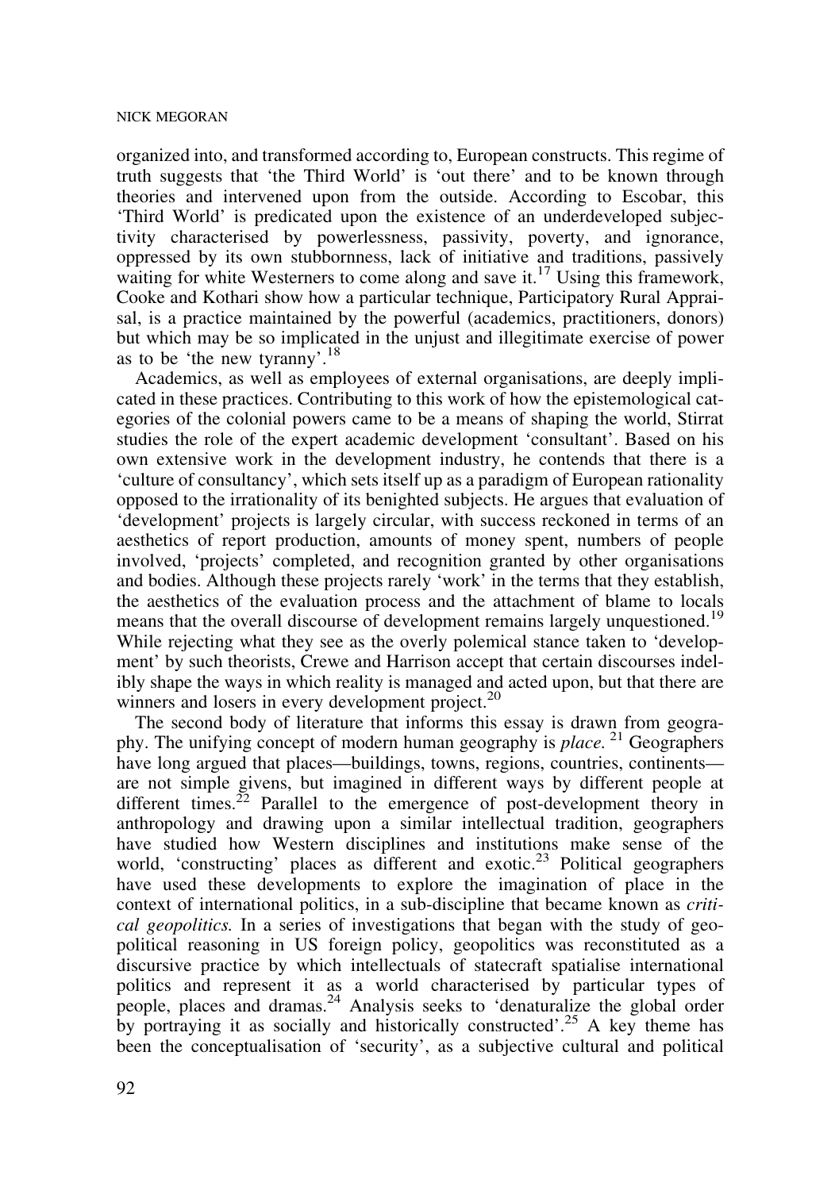organized into, and transformed according to, European constructs. This regime of truth suggests that 'the Third World' is 'out there' and to be known through theories and intervened upon from the outside. According to Escobar, this 'Third World' is predicated upon the existence of an underdeveloped subjectivity characterised by powerlessness, passivity, poverty, and ignorance, oppressed by its own stubbornness, lack of initiative and traditions, passively waiting for white Westerners to come along and save it.[17] Using this framework, Cooke and Kothari show how a particular technique, Participatory Rural Appraisal, is a practice maintained by the powerful (academics, practitioners, donors) but which may be so implicated in the unjust and illegitimate exercise of power as to be 'the new tyranny'.[18]

Academics, as well as employees of external organisations, are deeply implicated in these practices. Contributing to this work of how the epistemological categories of the colonial powers came to be a means of shaping the world, Stirrat studies the role of the expert academic development 'consultant'. Based on his own extensive work in the development industry, he contends that there is a 'culture of consultancy', which sets itself up as a paradigm of European rationality opposed to the irrationality of its benighted subjects. He argues that evaluation of 'development' projects is largely circular, with success reckoned in terms of an aesthetics of report production, amounts of money spent, numbers of people involved, 'projects' completed, and recognition granted by other organisations and bodies. Although these projects rarely 'work' in the terms that they establish, the aesthetics of the evaluation process and the attachment of blame to locals means that the overall discourse of development remains largely unquestioned.[19] While rejecting what they see as the overly polemical stance taken to 'development' by such theorists, Crewe and Harrison accept that certain discourses indelibly shape the ways in which reality is managed and acted upon, but that there are winners and losers in every development project.[20]

The second body of literature that informs this essay is drawn from geography. The unifying concept of modern human geography is *place.* [21] Geographers have long argued that places—buildings, towns, regions, countries, continents—are not simple givens, but imagined in different ways by different people at different times.[22] Parallel to the emergence of post-development theory in anthropology and drawing upon a similar intellectual tradition, geographers have studied how Western disciplines and institutions make sense of the world, 'constructing' places as different and exotic.[23] Political geographers have used these developments to explore the imagination of place in the context of international politics, in a sub-discipline that became known as *critical geopolitics.* In a series of investigations that began with the study of geopolitical reasoning in US foreign policy, geopolitics was reconstituted as a discursive practice by which intellectuals of statecraft spatialise international politics and represent it as a world characterised by particular types of people, places and dramas.[24] Analysis seeks to 'denaturalize the global order by portraying it as socially and historically constructed'.[25] A key theme has been the conceptualisation of 'security', as a subjective cultural and political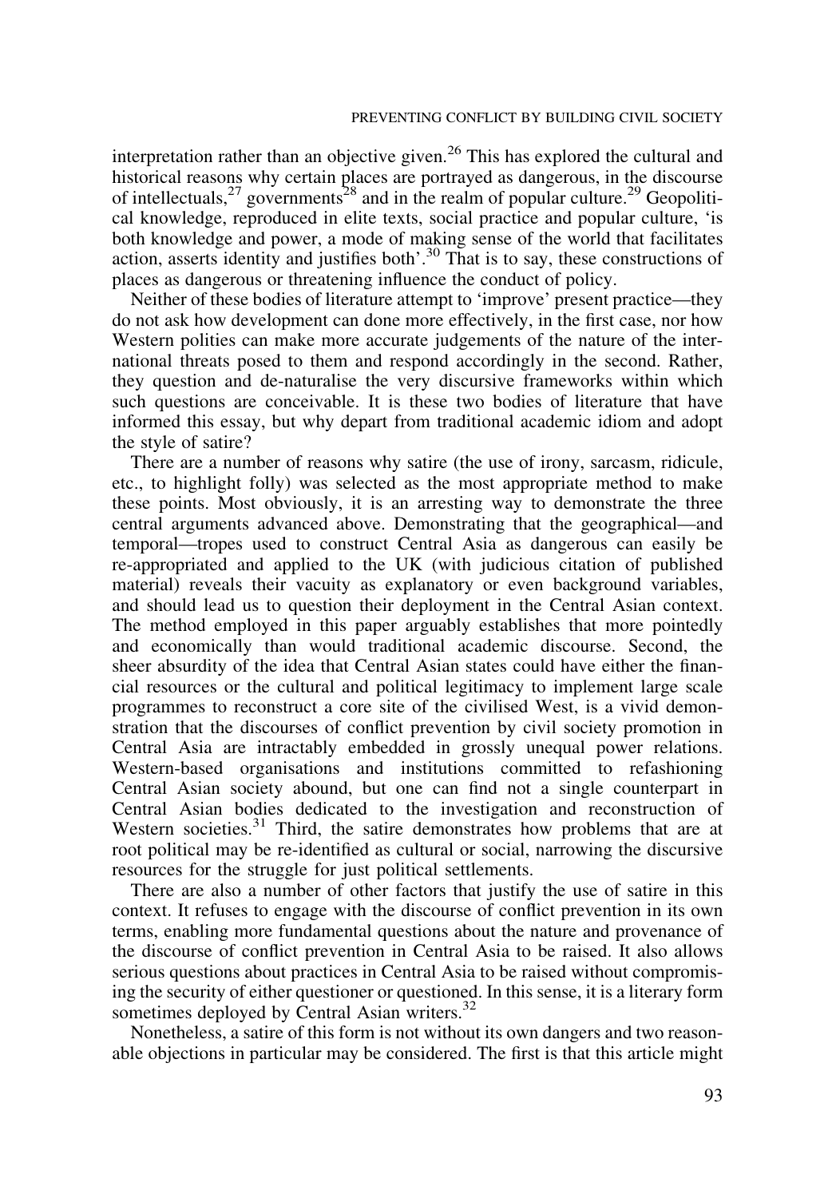interpretation rather than an objective given.[26] This has explored the cultural and historical reasons why certain places are portrayed as dangerous, in the discourse of intellectuals,[27] governments[28] and in the realm of popular culture.[29] Geopolitical knowledge, reproduced in elite texts, social practice and popular culture, 'is both knowledge and power, a mode of making sense of the world that facilitates action, asserts identity and justifies both'.[30] That is to say, these constructions of places as dangerous or threatening influence the conduct of policy.

Neither of these bodies of literature attempt to 'improve' present practice—they do not ask how development can done more effectively, in the first case, nor how Western polities can make more accurate judgements of the nature of the international threats posed to them and respond accordingly in the second. Rather, they question and de-naturalise the very discursive frameworks within which such questions are conceivable. It is these two bodies of literature that have informed this essay, but why depart from traditional academic idiom and adopt the style of satire?

There are a number of reasons why satire (the use of irony, sarcasm, ridicule, etc., to highlight folly) was selected as the most appropriate method to make these points. Most obviously, it is an arresting way to demonstrate the three central arguments advanced above. Demonstrating that the geographical—and temporal—tropes used to construct Central Asia as dangerous can easily be re-appropriated and applied to the UK (with judicious citation of published material) reveals their vacuity as explanatory or even background variables, and should lead us to question their deployment in the Central Asian context. The method employed in this paper arguably establishes that more pointedly and economically than would traditional academic discourse. Second, the sheer absurdity of the idea that Central Asian states could have either the financial resources or the cultural and political legitimacy to implement large scale programmes to reconstruct a core site of the civilised West, is a vivid demonstration that the discourses of conflict prevention by civil society promotion in Central Asia are intractably embedded in grossly unequal power relations. Western-based organisations and institutions committed to refashioning Central Asian society abound, but one can find not a single counterpart in Central Asian bodies dedicated to the investigation and reconstruction of Western societies.[31] Third, the satire demonstrates how problems that are at root political may be re-identified as cultural or social, narrowing the discursive resources for the struggle for just political settlements.

There are also a number of other factors that justify the use of satire in this context. It refuses to engage with the discourse of conflict prevention in its own terms, enabling more fundamental questions about the nature and provenance of the discourse of conflict prevention in Central Asia to be raised. It also allows serious questions about practices in Central Asia to be raised without compromising the security of either questioner or questioned. In this sense, it is a literary form sometimes deployed by Central Asian writers.[32]

Nonetheless, a satire of this form is not without its own dangers and two reasonable objections in particular may be considered. The first is that this article might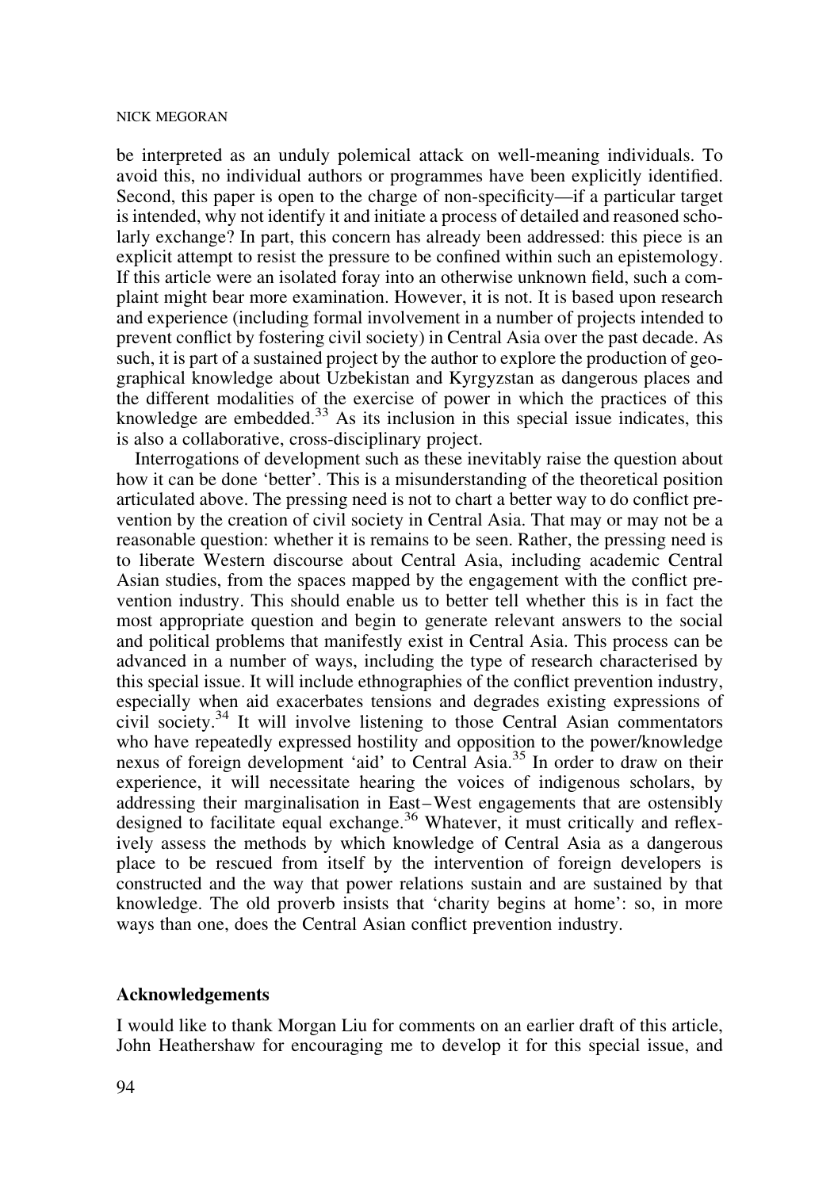be interpreted as an unduly polemical attack on well-meaning individuals. To avoid this, no individual authors or programmes have been explicitly identified. Second, this paper is open to the charge of non-specificity—if a particular target is intended, why not identify it and initiate a process of detailed and reasoned scholarly exchange? In part, this concern has already been addressed: this piece is an explicit attempt to resist the pressure to be confined within such an epistemology. If this article were an isolated foray into an otherwise unknown field, such a complaint might bear more examination. However, it is not. It is based upon research and experience (including formal involvement in a number of projects intended to prevent conflict by fostering civil society) in Central Asia over the past decade. As such, it is part of a sustained project by the author to explore the production of geographical knowledge about Uzbekistan and Kyrgyzstan as dangerous places and the different modalities of the exercise of power in which the practices of this knowledge are embedded.[33] As its inclusion in this special issue indicates, this is also a collaborative, cross-disciplinary project.

Interrogations of development such as these inevitably raise the question about how it can be done 'better'. This is a misunderstanding of the theoretical position articulated above. The pressing need is not to chart a better way to do conflict prevention by the creation of civil society in Central Asia. That may or may not be a reasonable question: whether it is remains to be seen. Rather, the pressing need is to liberate Western discourse about Central Asia, including academic Central Asian studies, from the spaces mapped by the engagement with the conflict prevention industry. This should enable us to better tell whether this is in fact the most appropriate question and begin to generate relevant answers to the social and political problems that manifestly exist in Central Asia. This process can be advanced in a number of ways, including the type of research characterised by this special issue. It will include ethnographies of the conflict prevention industry, especially when aid exacerbates tensions and degrades existing expressions of civil society.[34] It will involve listening to those Central Asian commentators who have repeatedly expressed hostility and opposition to the power/knowledge nexus of foreign development 'aid' to Central Asia.[35] In order to draw on their experience, it will necessitate hearing the voices of indigenous scholars, by addressing their marginalisation in East–West engagements that are ostensibly designed to facilitate equal exchange.[36] Whatever, it must critically and reflexively assess the methods by which knowledge of Central Asia as a dangerous place to be rescued from itself by the intervention of foreign developers is constructed and the way that power relations sustain and are sustained by that knowledge. The old proverb insists that 'charity begins at home': so, in more ways than one, does the Central Asian conflict prevention industry.

## Acknowledgements

I would like to thank Morgan Liu for comments on an earlier draft of this article, John Heathershaw for encouraging me to develop it for this special issue, and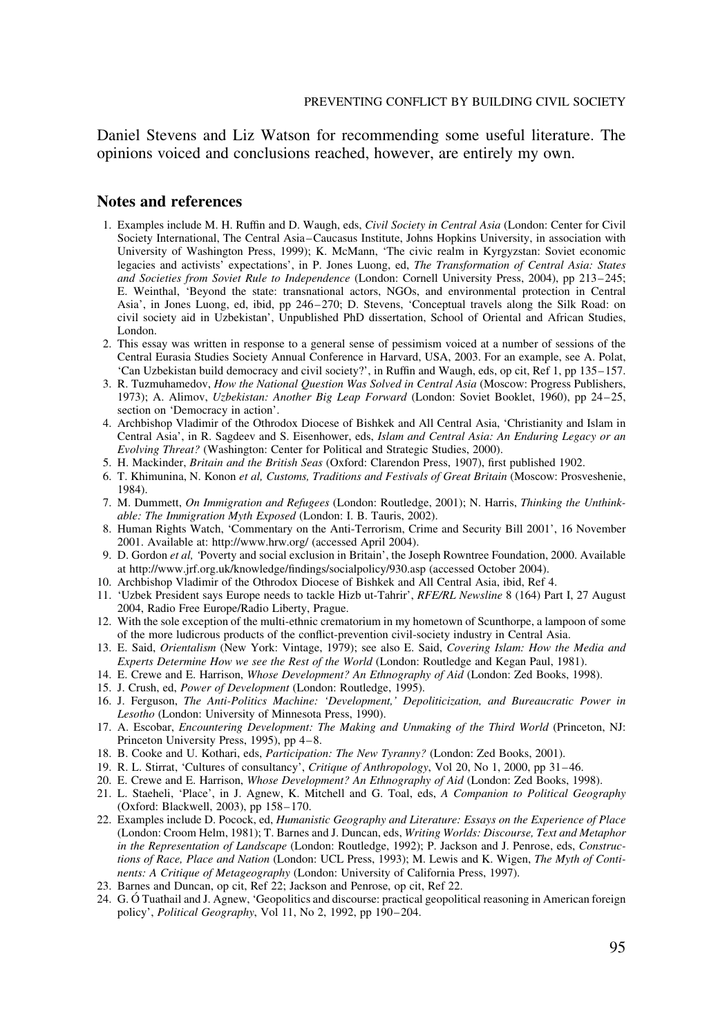Daniel Stevens and Liz Watson for recommending some useful literature. The opinions voiced and conclusions reached, however, are entirely my own.

## Notes and references

1. Examples include M. H. Ruffin and D. Waugh, eds, *Civil Society in Central Asia* (London: Center for Civil Society International, The Central Asia–Caucasus Institute, Johns Hopkins University, in association with University of Washington Press, 1999); K. McMann, 'The civic realm in Kyrgyzstan: Soviet economic legacies and activists' expectations', in P. Jones Luong, ed, *The Transformation of Central Asia: States and Societies from Soviet Rule to Independence* (London: Cornell University Press, 2004), pp 213–245; E. Weinthal, 'Beyond the state: transnational actors, NGOs, and environmental protection in Central Asia', in Jones Luong, ed, ibid, pp 246–270; D. Stevens, 'Conceptual travels along the Silk Road: on civil society aid in Uzbekistan', Unpublished PhD dissertation, School of Oriental and African Studies, London.
2. This essay was written in response to a general sense of pessimism voiced at a number of sessions of the Central Eurasia Studies Society Annual Conference in Harvard, USA, 2003. For an example, see A. Polat, 'Can Uzbekistan build democracy and civil society?', in Ruffin and Waugh, eds, op cit, Ref 1, pp 135–157.
3. R. Tuzmuhamedov, *How the National Question Was Solved in Central Asia* (Moscow: Progress Publishers, 1973); A. Alimov, *Uzbekistan: Another Big Leap Forward* (London: Soviet Booklet, 1960), pp 24–25, section on 'Democracy in action'.
4. Archbishop Vladimir of the Othrodox Diocese of Bishkek and All Central Asia, 'Christianity and Islam in Central Asia', in R. Sagdeev and S. Eisenhower, eds, *Islam and Central Asia: An Enduring Legacy or an Evolving Threat?* (Washington: Center for Political and Strategic Studies, 2000).
5. H. Mackinder, *Britain and the British Seas* (Oxford: Clarendon Press, 1907), first published 1902.
6. T. Khimunina, N. Konon *et al, Customs, Traditions and Festivals of Great Britain* (Moscow: Prosveshenie, 1984).
7. M. Dummett, *On Immigration and Refugees* (London: Routledge, 2001); N. Harris, *Thinking the Unthinkable: The Immigration Myth Exposed* (London: I. B. Tauris, 2002).
8. Human Rights Watch, 'Commentary on the Anti-Terrorism, Crime and Security Bill 2001', 16 November 2001. Available at: http://www.hrw.org/ (accessed April 2004).
9. D. Gordon *et al,* 'Poverty and social exclusion in Britain', the Joseph Rowntree Foundation, 2000. Available at http://www.jrf.org.uk/knowledge/findings/socialpolicy/930.asp (accessed October 2004).
10. Archbishop Vladimir of the Othrodox Diocese of Bishkek and All Central Asia, ibid, Ref 4.
11. 'Uzbek President says Europe needs to tackle Hizb ut-Tahrir', *RFE/RL Newsline* 8 (164) Part I, 27 August 2004, Radio Free Europe/Radio Liberty, Prague.
12. With the sole exception of the multi-ethnic crematorium in my hometown of Scunthorpe, a lampoon of some of the more ludicrous products of the conflict-prevention civil-society industry in Central Asia.
13. E. Said, *Orientalism* (New York: Vintage, 1979); see also E. Said, *Covering Islam: How the Media and Experts Determine How we see the Rest of the World* (London: Routledge and Kegan Paul, 1981).
14. E. Crewe and E. Harrison, *Whose Development? An Ethnography of Aid* (London: Zed Books, 1998).
15. J. Crush, ed, *Power of Development* (London: Routledge, 1995).
16. J. Ferguson, *The Anti-Politics Machine: 'Development,' Depoliticization, and Bureaucratic Power in Lesotho* (London: University of Minnesota Press, 1990).
17. A. Escobar, *Encountering Development: The Making and Unmaking of the Third World* (Princeton, NJ: Princeton University Press, 1995), pp 4–8.
18. B. Cooke and U. Kothari, eds, *Participation: The New Tyranny?* (London: Zed Books, 2001).
19. R. L. Stirrat, 'Cultures of consultancy', *Critique of Anthropology*, Vol 20, No 1, 2000, pp 31–46.
20. E. Crewe and E. Harrison, *Whose Development? An Ethnography of Aid* (London: Zed Books, 1998).
21. L. Staeheli, 'Place', in J. Agnew, K. Mitchell and G. Toal, eds, *A Companion to Political Geography* (Oxford: Blackwell, 2003), pp 158–170.
22. Examples include D. Pocock, ed, *Humanistic Geography and Literature: Essays on the Experience of Place* (London: Croom Helm, 1981); T. Barnes and J. Duncan, eds, *Writing Worlds: Discourse, Text and Metaphor in the Representation of Landscape* (London: Routledge, 1992); P. Jackson and J. Penrose, eds, *Constructions of Race, Place and Nation* (London: UCL Press, 1993); M. Lewis and K. Wigen, *The Myth of Continents: A Critique of Metageography* (London: University of California Press, 1997).
23. Barnes and Duncan, op cit, Ref 22; Jackson and Penrose, op cit, Ref 22.
24. G. Ó Tuathail and J. Agnew, 'Geopolitics and discourse: practical geopolitical reasoning in American foreign policy', *Political Geography*, Vol 11, No 2, 1992, pp 190–204.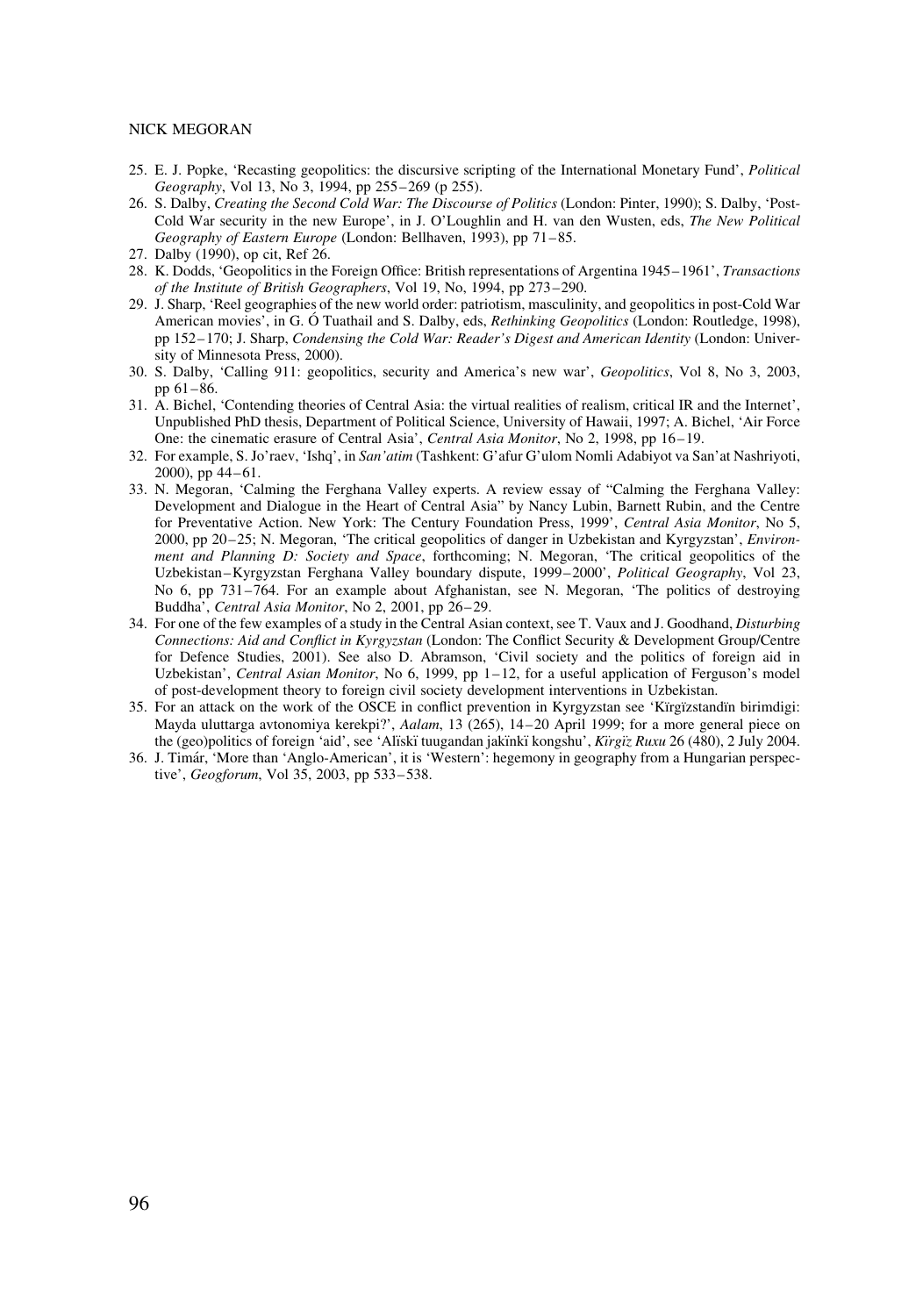25. E. J. Popke, 'Recasting geopolitics: the discursive scripting of the International Monetary Fund', *Political Geography*, Vol 13, No 3, 1994, pp 255–269 (p 255).
26. S. Dalby, *Creating the Second Cold War: The Discourse of Politics* (London: Pinter, 1990); S. Dalby, 'Post-Cold War security in the new Europe', in J. O'Loughlin and H. van den Wusten, eds, *The New Political Geography of Eastern Europe* (London: Bellhaven, 1993), pp 71–85.
27. Dalby (1990), op cit, Ref 26.
28. K. Dodds, 'Geopolitics in the Foreign Office: British representations of Argentina 1945–1961', *Transactions of the Institute of British Geographers*, Vol 19, No, 1994, pp 273–290.
29. J. Sharp, 'Reel geographies of the new world order: patriotism, masculinity, and geopolitics in post-Cold War American movies', in G. Ó Tuathail and S. Dalby, eds, *Rethinking Geopolitics* (London: Routledge, 1998), pp 152–170; J. Sharp, *Condensing the Cold War: Reader's Digest and American Identity* (London: University of Minnesota Press, 2000).
30. S. Dalby, 'Calling 911: geopolitics, security and America's new war', *Geopolitics*, Vol 8, No 3, 2003, pp 61–86.
31. A. Bichel, 'Contending theories of Central Asia: the virtual realities of realism, critical IR and the Internet', Unpublished PhD thesis, Department of Political Science, University of Hawaii, 1997; A. Bichel, 'Air Force One: the cinematic erasure of Central Asia', *Central Asia Monitor*, No 2, 1998, pp 16–19.
32. For example, S. Jo'raev, 'Ishq', in *San'atim* (Tashkent: G'afur G'ulom Nomli Adabiyot va San'at Nashriyoti, 2000), pp 44–61.
33. N. Megoran, 'Calming the Ferghana Valley experts. A review essay of "Calming the Ferghana Valley: Development and Dialogue in the Heart of Central Asia" by Nancy Lubin, Barnett Rubin, and the Centre for Preventative Action. New York: The Century Foundation Press, 1999', *Central Asia Monitor*, No 5, 2000, pp 20–25; N. Megoran, 'The critical geopolitics of danger in Uzbekistan and Kyrgyzstan', *Environment and Planning D: Society and Space*, forthcoming; N. Megoran, 'The critical geopolitics of the Uzbekistan–Kyrgyzstan Ferghana Valley boundary dispute, 1999–2000', *Political Geography*, Vol 23, No 6, pp 731–764. For an example about Afghanistan, see N. Megoran, 'The politics of destroying Buddha', *Central Asia Monitor*, No 2, 2001, pp 26–29.
34. For one of the few examples of a study in the Central Asian context, see T. Vaux and J. Goodhand, *Disturbing Connections: Aid and Conflict in Kyrgyzstan* (London: The Conflict Security & Development Group/Centre for Defence Studies, 2001). See also D. Abramson, 'Civil society and the politics of foreign aid in Uzbekistan', *Central Asian Monitor*, No 6, 1999, pp 1–12, for a useful application of Ferguson's model of post-development theory to foreign civil society development interventions in Uzbekistan.
35. For an attack on the work of the OSCE in conflict prevention in Kyrgyzstan see 'Kïrgïzstandïn birimdigi: Mayda uluttarga avtonomiya kerekpi?', *Aalam*, 13 (265), 14–20 April 1999; for a more general piece on the (geo)politics of foreign 'aid', see 'Alïskï tuugandan jakïnkï kongshu', *Kïrgïz Ruxu* 26 (480), 2 July 2004.
36. J. Timár, 'More than 'Anglo-American', it is 'Western': hegemony in geography from a Hungarian perspective', *Geogforum*, Vol 35, 2003, pp 533–538.